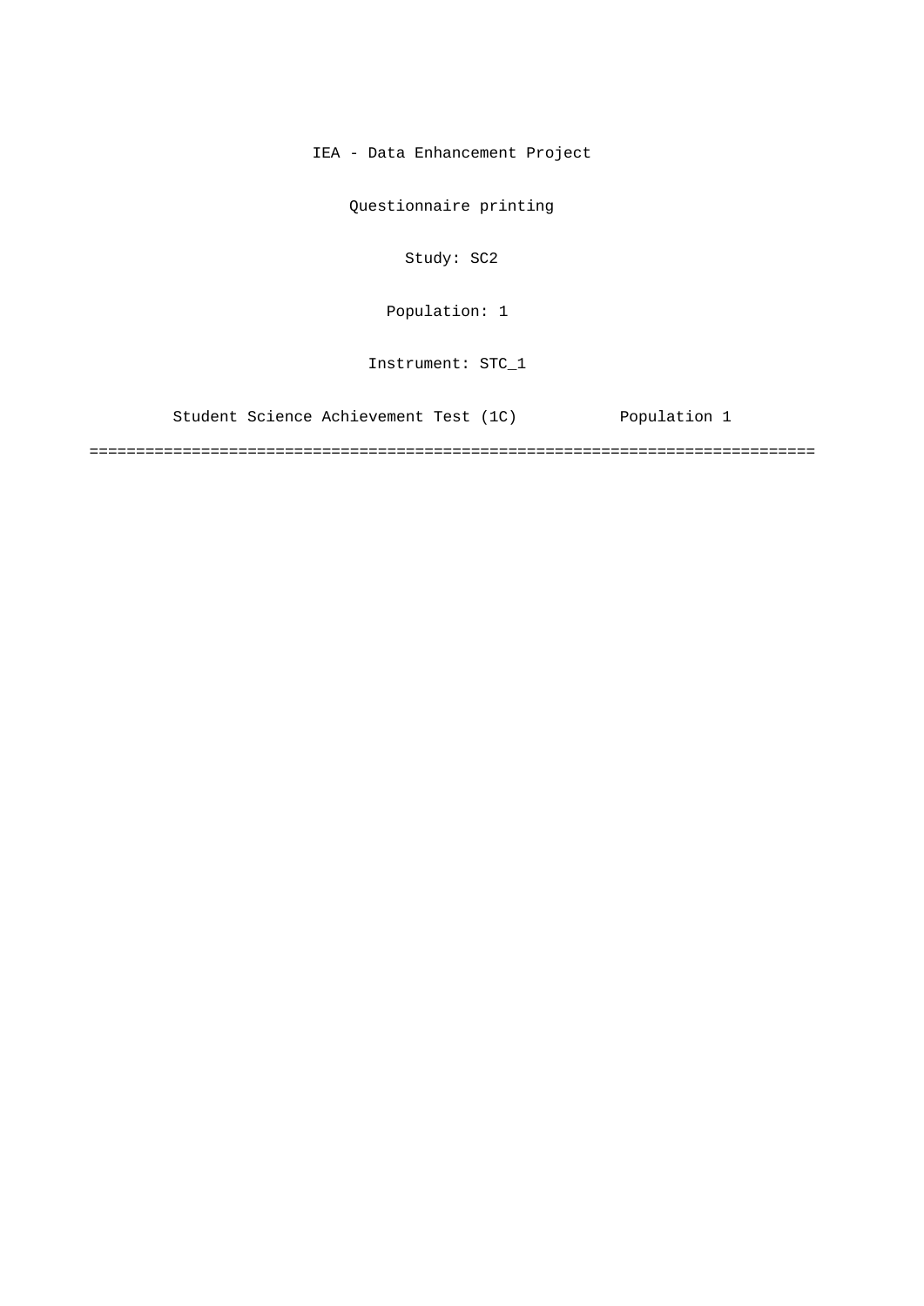IEA - Data Enhancement Project

Questionnaire printing

Study: SC2

Population: 1

Instrument: STC_1

Student Science Achievement Test (1C) Population 1

===============================================================================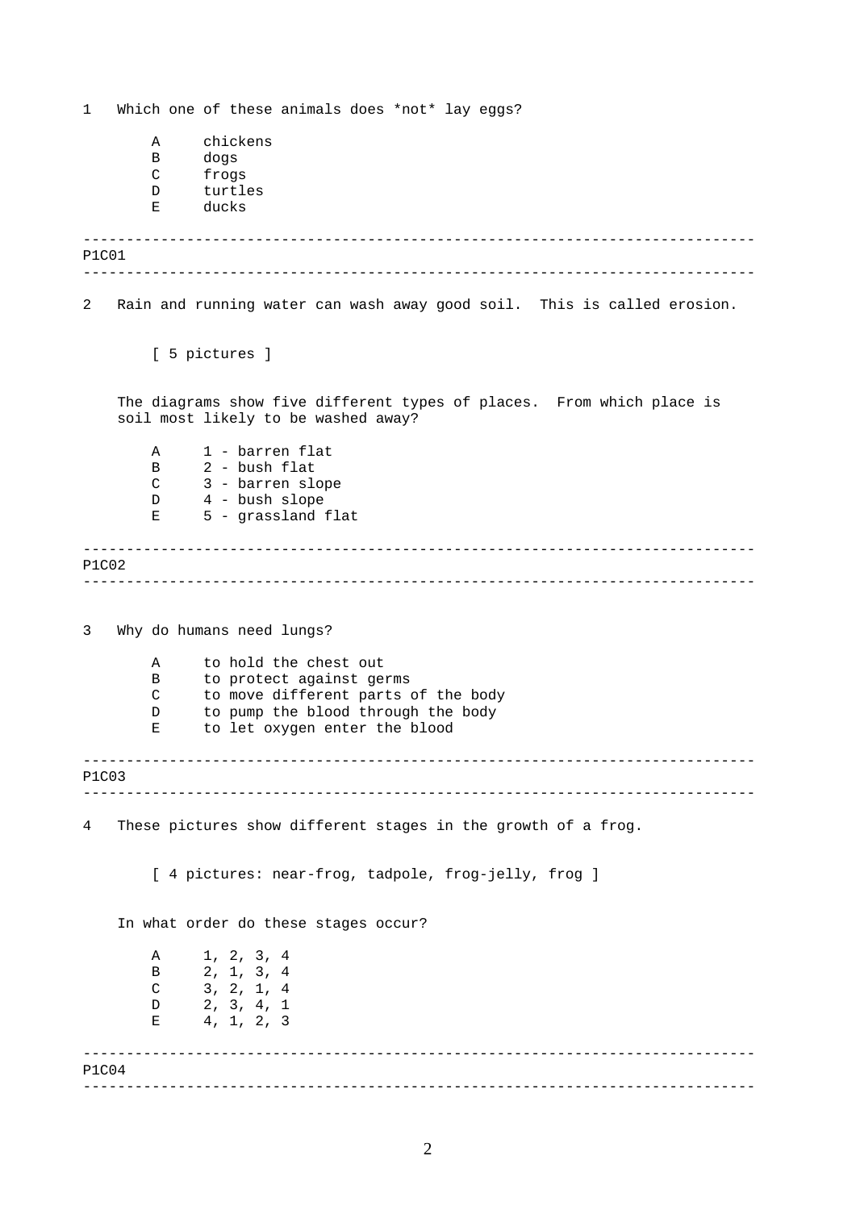1 Which one of these animals does *not* lay eggs?

- A chickens
- B dogs
- C frogs
- D turtles
- E ducks

---

P1C01

---

2 Rain and running water can wash away good soil. This is called erosion.

[ 5 pictures ]

The diagrams show five different types of places. From which place is soil most likely to be washed away?

- A 1 - barren flat
- B 2 - bush flat
- C 3 - barren slope
- D 4 - bush slope
- E 5 - grassland flat

---

P1C02

---

3 Why do humans need lungs?

- A to hold the chest out
- B to protect against germs
- C to move different parts of the body
- D to pump the blood through the body
- E to let oxygen enter the blood

---

P1C03

---

4 These pictures show different stages in the growth of a frog.

[ 4 pictures: near-frog, tadpole, frog-jelly, frog ]

In what order do these stages occur?

- A 1, 2, 3, 4
- B 2, 1, 3, 4
- C 3, 2, 1, 4
- D 2, 3, 4, 1
- E 4, 1, 2, 3

---

P1C04

---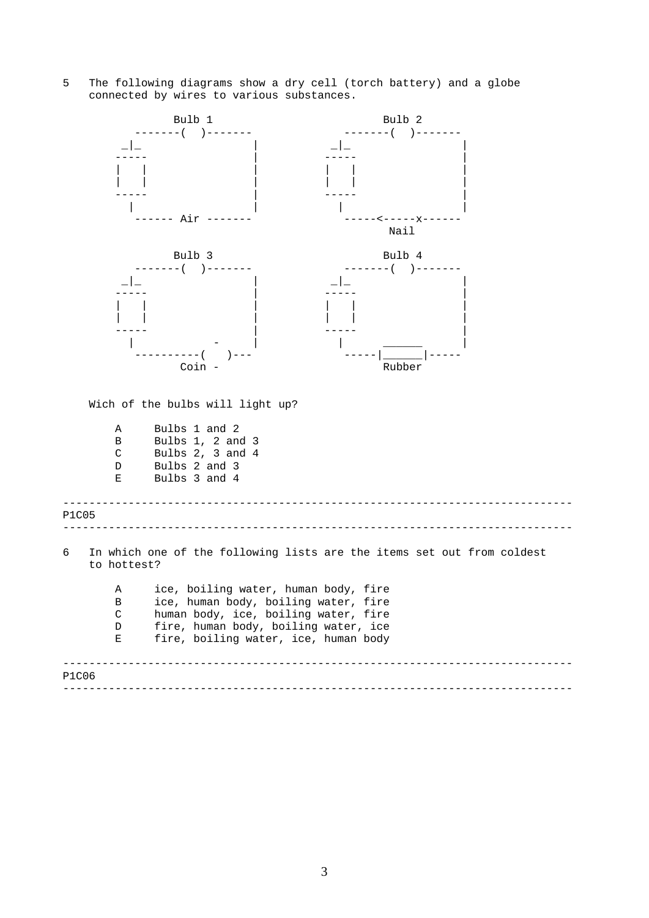5 The following diagrams show a dry cell (torch battery) and a globe connected by wires to various substances.

```
            Bulb 1                              Bulb 2
      -------(  )-------                  -------(  )-------
    _|_                 |               _|_                 |
   -----                |              -----                |
   |   |                |              |   |                |
   |   |                |              |   |                |
   -----                |              -----                |
     |                  |                |                  |
      ------ Air -------                  -----<-----x------
                                                Nail

            Bulb 3                              Bulb 4
      -------(  )-------                  -------(  )-------
    _|_                 |               _|_                 |
   -----                |              -----                |
   |   |                |              |   |                |
   |   |                |              |   |                |
   -----                |              -----                |
     |            -     |                |      ______      |
      ----------(    )---                 -----|______|-----
             Coin -                               Rubber
```

Wich of the bulbs will light up?

- A Bulbs 1 and 2
- B Bulbs 1, 2 and 3
- C Bulbs 2, 3 and 4
- D Bulbs 2 and 3
- E Bulbs 3 and 4

---

P1C05

---

6 In which one of the following lists are the items set out from coldest to hottest?

- A ice, boiling water, human body, fire
- B ice, human body, boiling water, fire
- C human body, ice, boiling water, fire
- D fire, human body, boiling water, ice
- E fire, boiling water, ice, human body

---

P1C06

---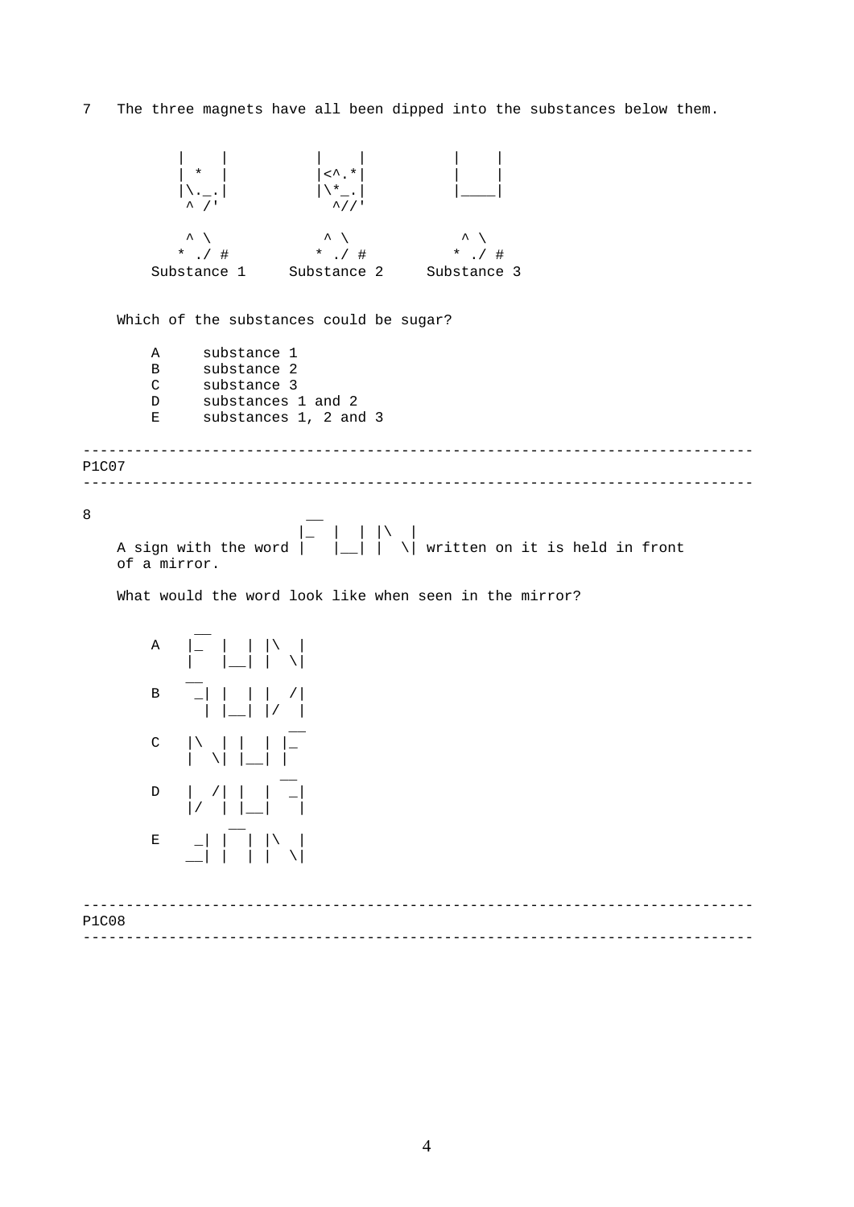7 The three magnets have all been dipped into the substances below them.

```
     |    |          |    |          |    |
     | *  |          |<^.*|          |    |
     |\._.|          |\*_.|          |____|
      ^ /'             ^//'

      ^ \             ^ \             ^ \
     * ./ #          * ./ #          * ./ #
  Substance 1     Substance 2     Substance 3
```

Which of the substances could be sugar?

A substance 1
B substance 2
C substance 3
D substances 1 and 2
E substances 1, 2 and 3

---

P1C07

---

8

```
                        __
                       |_  |  | |\  |
A sign with the word |   |__| |  \| written on it is held in front
of a mirror.
```

What would the word look like when seen in the mirror?

```
     __
A   |_  |  | |\  |
    |   |__| |  \|
    __
B    _| |  | |  /|
      | |__| |/  |
                __
C   |\  | |  | |_
    |  \| |__| |
              __
D   |  /| |  |  _|
    |/  | |__|   |
           __
E    _| |  | |\  |
    __| |  | |  \|
```

---

P1C08

---